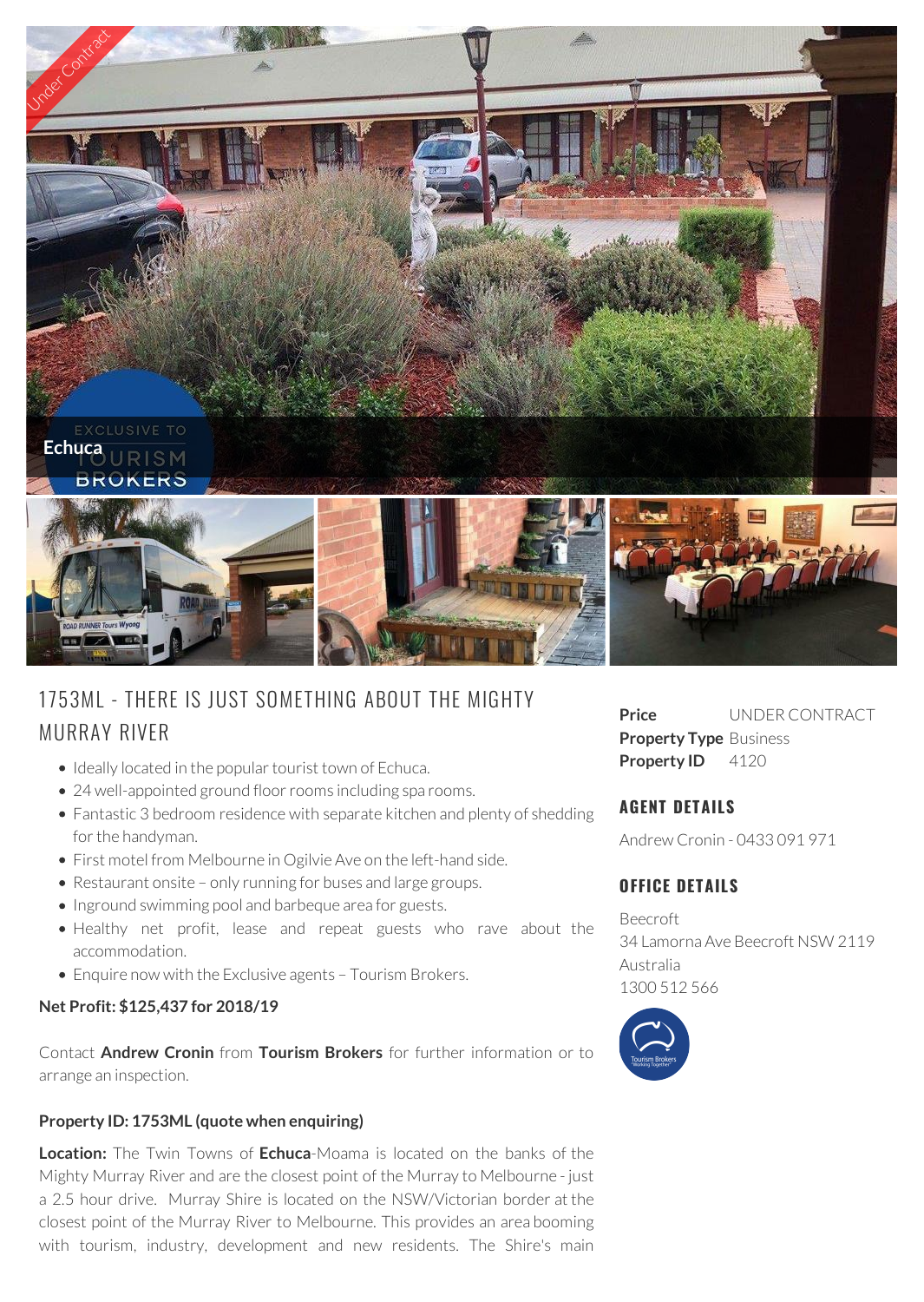Under Contract

Echuca

# 1753ML - THERE IS JUST SOMETHING ABOUT THE MIGHTY MURRAY RIVER

- Ideally located in the popular tourist town of Echuca.
- 24 well-appointed ground floor rooms including spa rooms.
- Fantastic 3 bedroom residence with separate kitchen and plenty of shedding for the handyman.
- First motel from Melbourne in Ogilvie Ave on the left-hand side.
- Restaurant onsite – only running for buses and large groups.
- Inground swimming pool and barbeque area for guests.
- Healthy net profit, lease and repeat guests who rave about the accommodation.
- Enquire now with the Exclusive agents – Tourism Brokers.

**Net Profit: $125,437 for 2018/19**

Contact **Andrew Cronin** from **Tourism Brokers** for further information or to arrange an inspection.

**Property ID: 1753ML (quote when enquiring)**

**Location:** The Twin Towns of **Echuca**-Moama is located on the banks of the Mighty Murray River and are the closest point of the Murray to Melbourne - just a 2.5 hour drive. Murray Shire is located on the NSW/Victorian border at the closest point of the Murray River to Melbourne. This provides an area booming with tourism, industry, development and new residents. The Shire's main

**Price** UNDER CONTRACT
**Property Type** Business
**Property ID** 4120

## AGENT DETAILS

Andrew Cronin - 0433 091 971

## OFFICE DETAILS

Beecroft
34 Lamorna Ave Beecroft NSW 2119
Australia
1300 512 566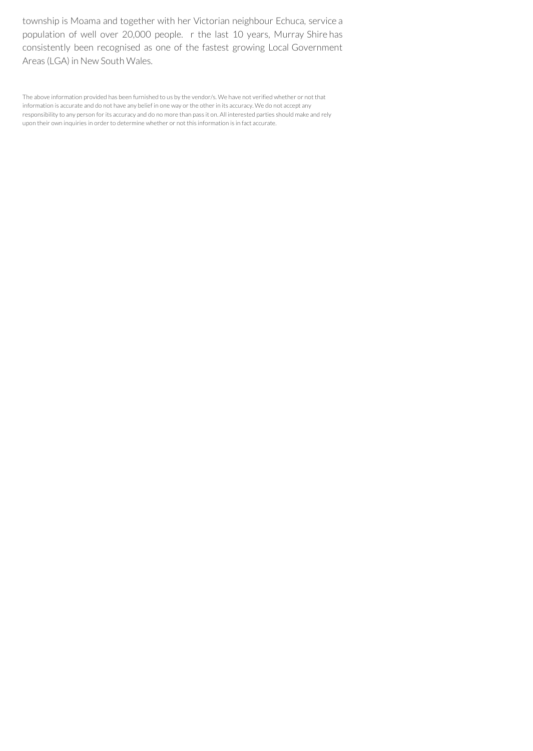township is Moama and together with her Victorian neighbour Echuca, service a population of well over 20,000 people.  r the last 10 years, Murray Shire has consistently been recognised as one of the fastest growing Local Government Areas (LGA) in New South Wales.

The above information provided has been furnished to us by the vendor/s. We have not verified whether or not that information is accurate and do not have any belief in one way or the other in its accuracy. We do not accept any responsibility to any person for its accuracy and do no more than pass it on. All interested parties should make and rely upon their own inquiries in order to determine whether or not this information is in fact accurate.